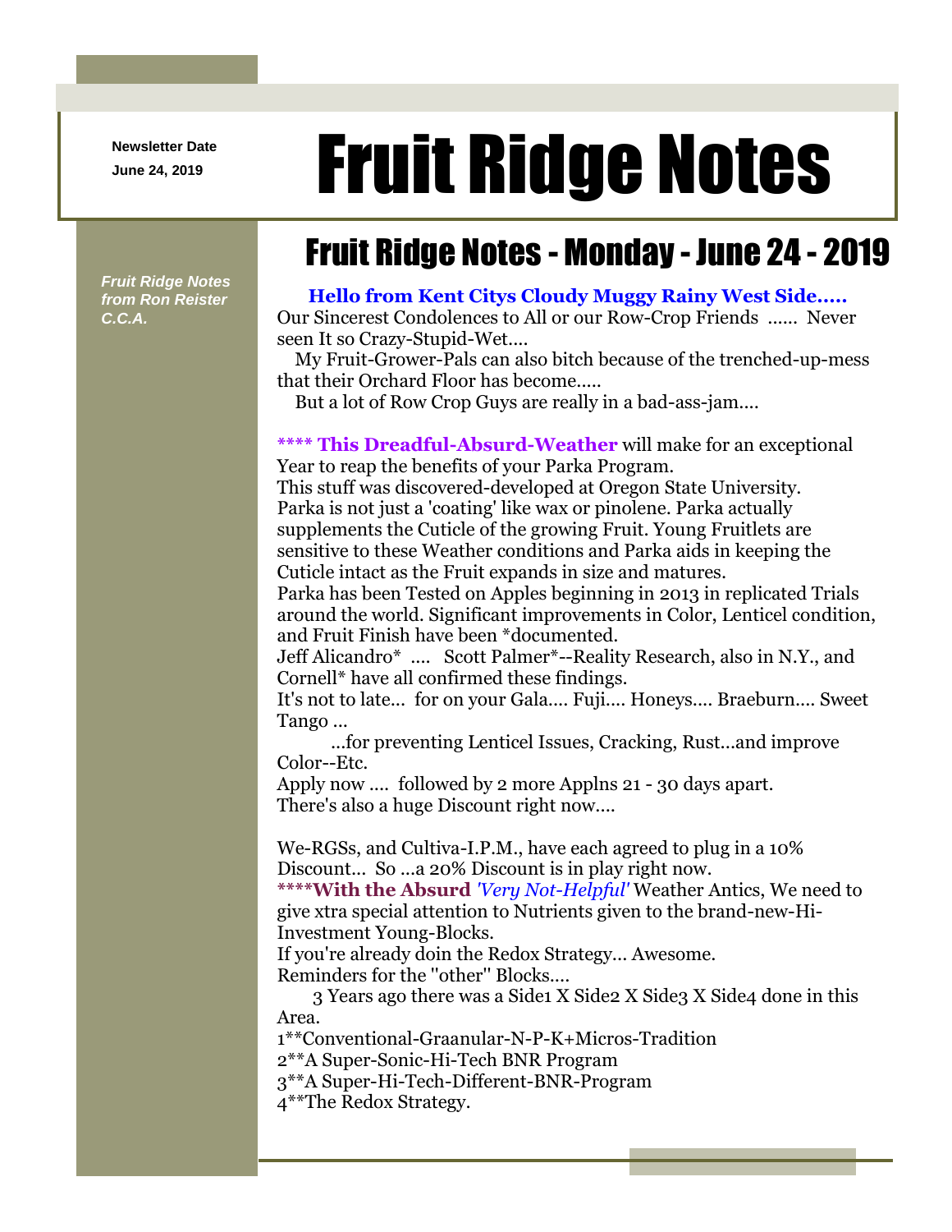Newsletter Date
June 24, 2019

# Fruit Ridge Notes

*Fruit Ridge Notes from Ron Reister C.C.A.*

## Fruit Ridge Notes - Monday - June 24 - 2019

**Hello from Kent Citys Cloudy Muggy Rainy West Side.....**

Our Sincerest Condolences to All or our Row-Crop Friends ...... Never seen It so Crazy-Stupid-Wet....

My Fruit-Grower-Pals can also bitch because of the trenched-up-mess that their Orchard Floor has become.....

But a lot of Row Crop Guys are really in a bad-ass-jam....

**\*\*\*\* This Dreadful-Absurd-Weather** will make for an exceptional Year to reap the benefits of your Parka Program.

This stuff was discovered-developed at Oregon State University.

Parka is not just a 'coating' like wax or pinolene. Parka actually supplements the Cuticle of the growing Fruit. Young Fruitlets are sensitive to these Weather conditions and Parka aids in keeping the Cuticle intact as the Fruit expands in size and matures.

Parka has been Tested on Apples beginning in 2013 in replicated Trials around the world. Significant improvements in Color, Lenticel condition, and Fruit Finish have been *documented.

Jeff Alicandro* .... Scott Palmer*--Reality Research, also in N.Y., and Cornell* have all confirmed these findings.

It's not to late... for on your Gala.... Fuji.... Honeys.... Braeburn.... Sweet Tango ...

...for preventing Lenticel Issues, Cracking, Rust...and improve Color--Etc.

Apply now .... followed by 2 more Applns 21 - 30 days apart.

There's also a huge Discount right now....

We-RGSs, and Cultiva-I.P.M., have each agreed to plug in a 10% Discount... So ...a 20% Discount is in play right now.

**\*\*\*\*With the Absurd** *'Very Not-Helpful'* Weather Antics, We need to give xtra special attention to Nutrients given to the brand-new-Hi-Investment Young-Blocks.

If you're already doin the Redox Strategy... Awesome.

Reminders for the "other" Blocks....

3 Years ago there was a Side1 X Side2 X Side3 X Side4 done in this Area.

1**Conventional-Graanular-N-P-K+Micros-Tradition

2**A Super-Sonic-Hi-Tech BNR Program

3**A Super-Hi-Tech-Different-BNR-Program

4**The Redox Strategy.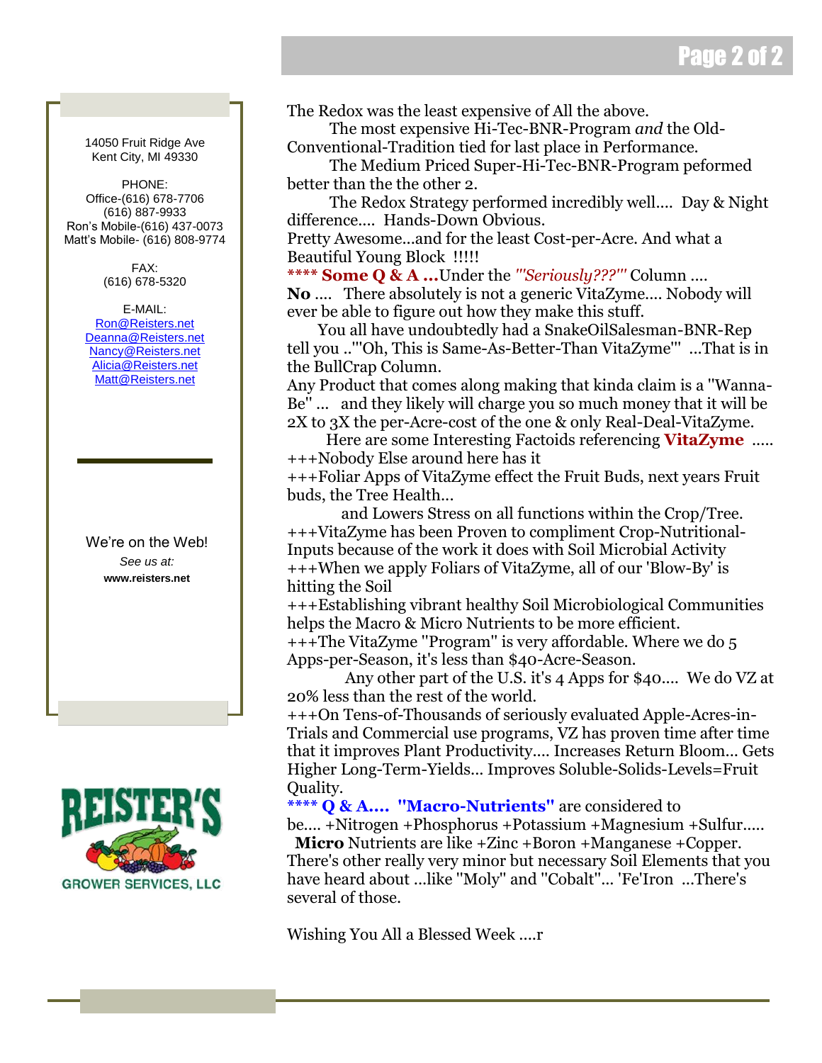14050 Fruit Ridge Ave
Kent City, MI 49330

PHONE:
Office-(616) 678-7706
(616) 887-9933
Ron's Mobile-(616) 437-0073
Matt's Mobile- (616) 808-9774

FAX:
(616) 678-5320

E-MAIL:
Ron@Reisters.net
Deanna@Reisters.net
Nancy@Reisters.net
Alicia@Reisters.net
Matt@Reisters.net

We're on the Web!
*See us at:*
**www.reisters.net**

REISTER'S GROWER SERVICES, LLC

The Redox was the least expensive of All the above.

The most expensive Hi-Tec-BNR-Program *and* the Old-Conventional-Tradition tied for last place in Performance.

The Medium Priced Super-Hi-Tec-BNR-Program peformed better than the the other 2.

The Redox Strategy performed incredibly well.... Day & Night difference.... Hands-Down Obvious.

Pretty Awesome...and for the least Cost-per-Acre. And what a Beautiful Young Block !!!!!

**\*\*\*\* Some Q & A ...**Under the *"'Seriously???'"* Column ....

**No** .... There absolutely is not a generic VitaZyme.... Nobody will ever be able to figure out how they make this stuff.

You all have undoubtedly had a SnakeOilSalesman-BNR-Rep tell you .."'Oh, This is Same-As-Better-Than VitaZyme"' ...That is in the BullCrap Column.

Any Product that comes along making that kinda claim is a "Wanna-Be" ... and they likely will charge you so much money that it will be 2X to 3X the per-Acre-cost of the one & only Real-Deal-VitaZyme.

Here are some Interesting Factoids referencing **VitaZyme** .....

+++Nobody Else around here has it

+++Foliar Apps of VitaZyme effect the Fruit Buds, next years Fruit buds, the Tree Health...

and Lowers Stress on all functions within the Crop/Tree.

+++VitaZyme has been Proven to compliment Crop-Nutritional-Inputs because of the work it does with Soil Microbial Activity

+++When we apply Foliars of VitaZyme, all of our 'Blow-By' is hitting the Soil

+++Establishing vibrant healthy Soil Microbiological Communities helps the Macro & Micro Nutrients to be more efficient.

+++The VitaZyme "Program" is very affordable. Where we do 5 Apps-per-Season, it's less than $40-Acre-Season.

Any other part of the U.S. it's 4 Apps for $40.... We do VZ at 20% less than the rest of the world.

+++On Tens-of-Thousands of seriously evaluated Apple-Acres-in-Trials and Commercial use programs, VZ has proven time after time that it improves Plant Productivity.... Increases Return Bloom... Gets Higher Long-Term-Yields... Improves Soluble-Solids-Levels=Fruit Quality.

**\*\*\*\* Q & A.... "Macro-Nutrients"** are considered to be.... +Nitrogen +Phosphorus +Potassium +Magnesium +Sulfur.....

**Micro** Nutrients are like +Zinc +Boron +Manganese +Copper. There's other really very minor but necessary Soil Elements that you have heard about ...like "Moly" and "Cobalt"... 'Fe'Iron ...There's several of those.

Wishing You All a Blessed Week ....r